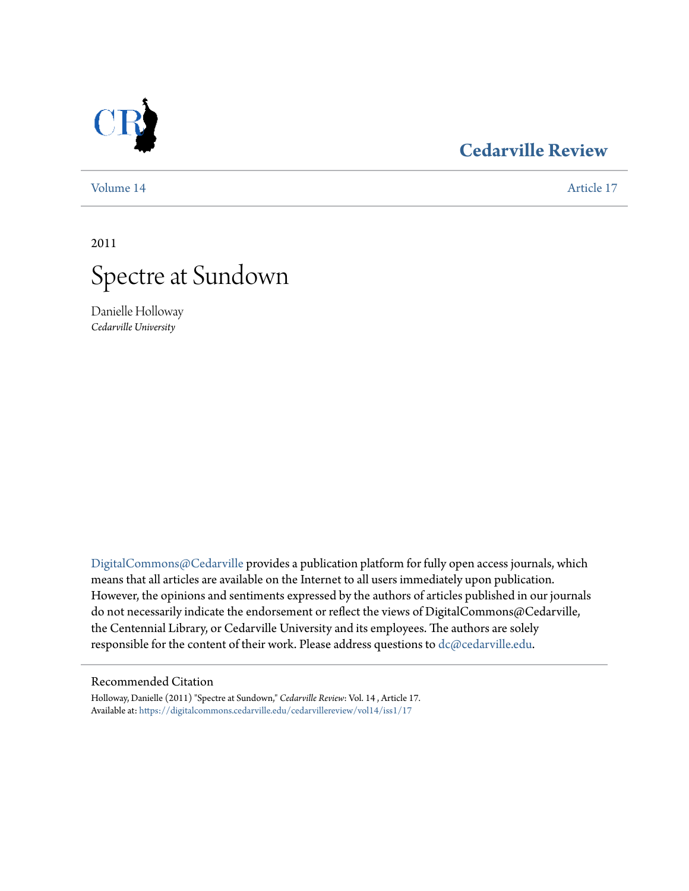**Cedarville Review**

Volume 14 Article 17

2011

# Spectre at Sundown

Danielle Holloway
*Cedarville University*

DigitalCommons@Cedarville provides a publication platform for fully open access journals, which means that all articles are available on the Internet to all users immediately upon publication. However, the opinions and sentiments expressed by the authors of articles published in our journals do not necessarily indicate the endorsement or reflect the views of DigitalCommons@Cedarville, the Centennial Library, or Cedarville University and its employees. The authors are solely responsible for the content of their work. Please address questions to dc@cedarville.edu.

## Recommended Citation

Holloway, Danielle (2011) "Spectre at Sundown," *Cedarville Review*: Vol. 14 , Article 17.
Available at: https://digitalcommons.cedarville.edu/cedarvillereview/vol14/iss1/17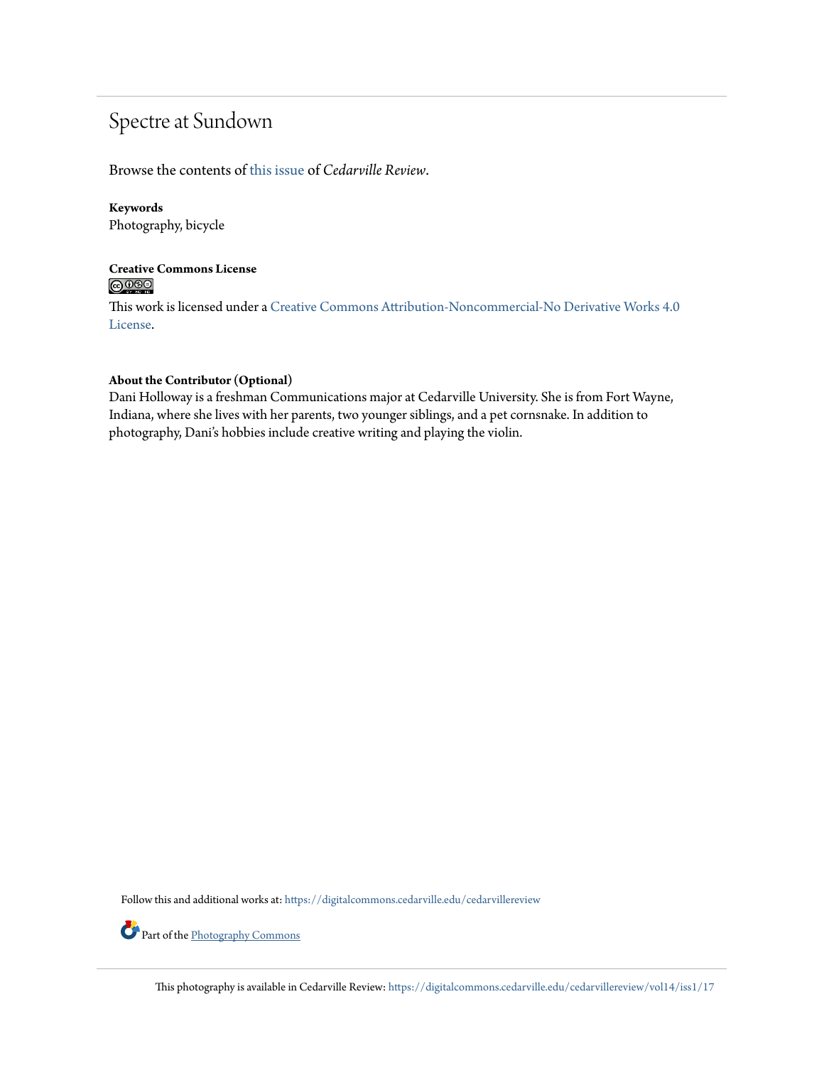# Spectre at Sundown

Browse the contents of this issue of *Cedarville Review*.

**Keywords**
Photography, bicycle

**Creative Commons License**

This work is licensed under a Creative Commons Attribution-Noncommercial-No Derivative Works 4.0 License.

**About the Contributor (Optional)**
Dani Holloway is a freshman Communications major at Cedarville University. She is from Fort Wayne, Indiana, where she lives with her parents, two younger siblings, and a pet cornsnake. In addition to photography, Dani's hobbies include creative writing and playing the violin.

Follow this and additional works at: https://digitalcommons.cedarville.edu/cedarvillereview

Part of the Photography Commons

This photography is available in Cedarville Review: https://digitalcommons.cedarville.edu/cedarvillereview/vol14/iss1/17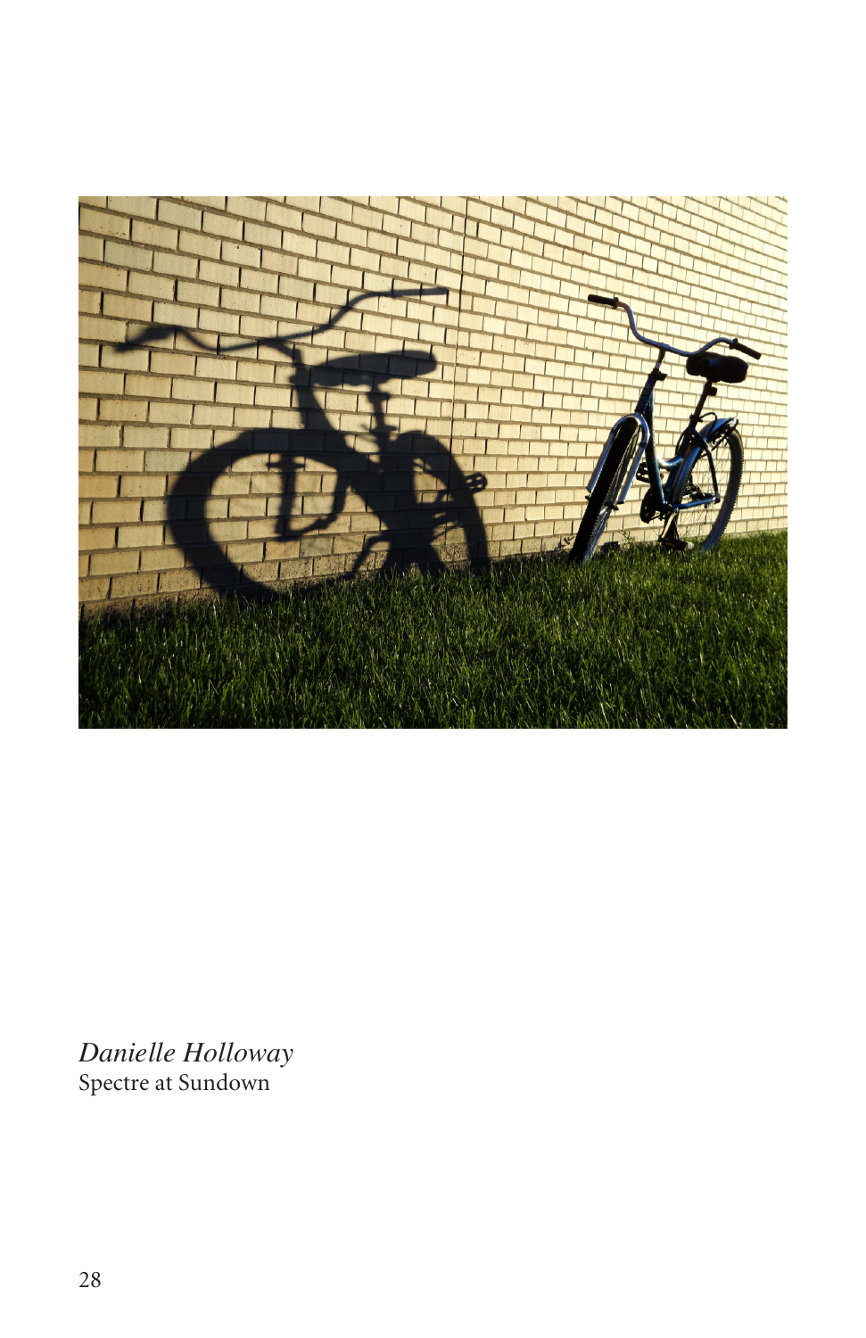*Danielle Holloway*
Spectre at Sundown